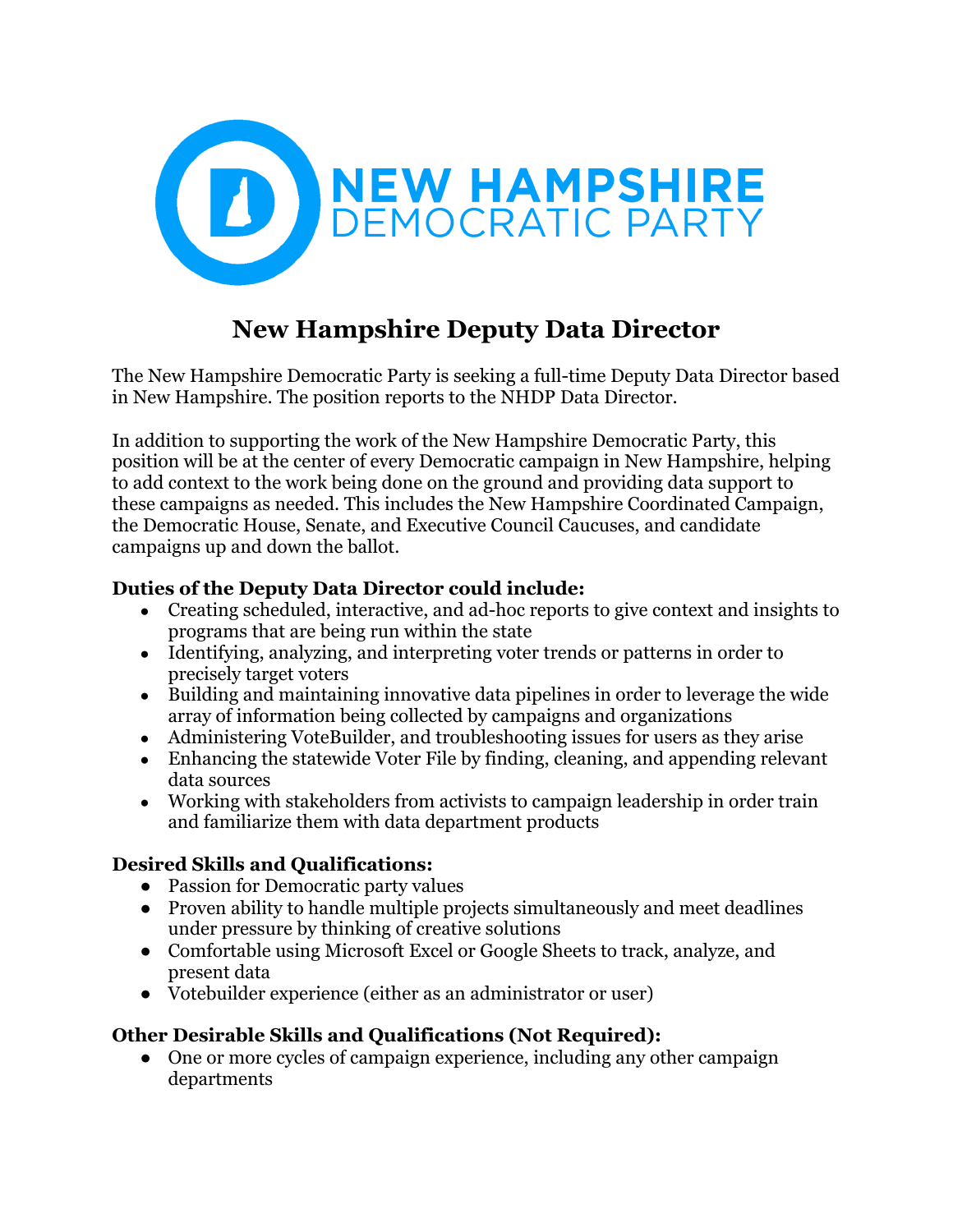NEW HAMPSHIRE DEMOCRATIC PARTY

# New Hampshire Deputy Data Director

The New Hampshire Democratic Party is seeking a full-time Deputy Data Director based in New Hampshire. The position reports to the NHDP Data Director.

In addition to supporting the work of the New Hampshire Democratic Party, this position will be at the center of every Democratic campaign in New Hampshire, helping to add context to the work being done on the ground and providing data support to these campaigns as needed. This includes the New Hampshire Coordinated Campaign, the Democratic House, Senate, and Executive Council Caucuses, and candidate campaigns up and down the ballot.

**Duties of the Deputy Data Director could include:**

- Creating scheduled, interactive, and ad-hoc reports to give context and insights to programs that are being run within the state
- Identifying, analyzing, and interpreting voter trends or patterns in order to precisely target voters
- Building and maintaining innovative data pipelines in order to leverage the wide array of information being collected by campaigns and organizations
- Administering VoteBuilder, and troubleshooting issues for users as they arise
- Enhancing the statewide Voter File by finding, cleaning, and appending relevant data sources
- Working with stakeholders from activists to campaign leadership in order train and familiarize them with data department products

**Desired Skills and Qualifications:**

- Passion for Democratic party values
- Proven ability to handle multiple projects simultaneously and meet deadlines under pressure by thinking of creative solutions
- Comfortable using Microsoft Excel or Google Sheets to track, analyze, and present data
- Votebuilder experience (either as an administrator or user)

**Other Desirable Skills and Qualifications (Not Required):**

- One or more cycles of campaign experience, including any other campaign departments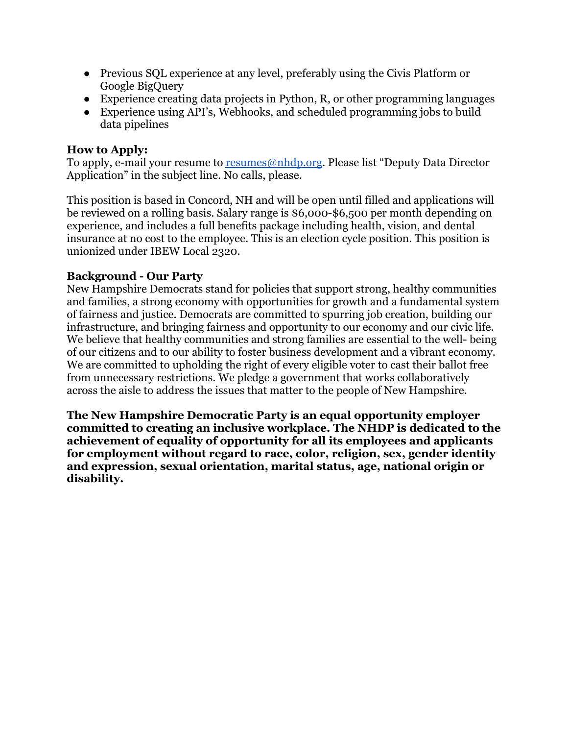- Previous SQL experience at any level, preferably using the Civis Platform or Google BigQuery
- Experience creating data projects in Python, R, or other programming languages
- Experience using API's, Webhooks, and scheduled programming jobs to build data pipelines

**How to Apply:**
To apply, e-mail your resume to [resumes@nhdp.org](mailto:resumes@nhdp.org). Please list "Deputy Data Director Application" in the subject line. No calls, please.

This position is based in Concord, NH and will be open until filled and applications will be reviewed on a rolling basis. Salary range is $6,000-$6,500 per month depending on experience, and includes a full benefits package including health, vision, and dental insurance at no cost to the employee. This is an election cycle position. This position is unionized under IBEW Local 2320.

**Background - Our Party**
New Hampshire Democrats stand for policies that support strong, healthy communities and families, a strong economy with opportunities for growth and a fundamental system of fairness and justice. Democrats are committed to spurring job creation, building our infrastructure, and bringing fairness and opportunity to our economy and our civic life. We believe that healthy communities and strong families are essential to the well- being of our citizens and to our ability to foster business development and a vibrant economy. We are committed to upholding the right of every eligible voter to cast their ballot free from unnecessary restrictions. We pledge a government that works collaboratively across the aisle to address the issues that matter to the people of New Hampshire.

**The New Hampshire Democratic Party is an equal opportunity employer committed to creating an inclusive workplace. The NHDP is dedicated to the achievement of equality of opportunity for all its employees and applicants for employment without regard to race, color, religion, sex, gender identity and expression, sexual orientation, marital status, age, national origin or disability.**